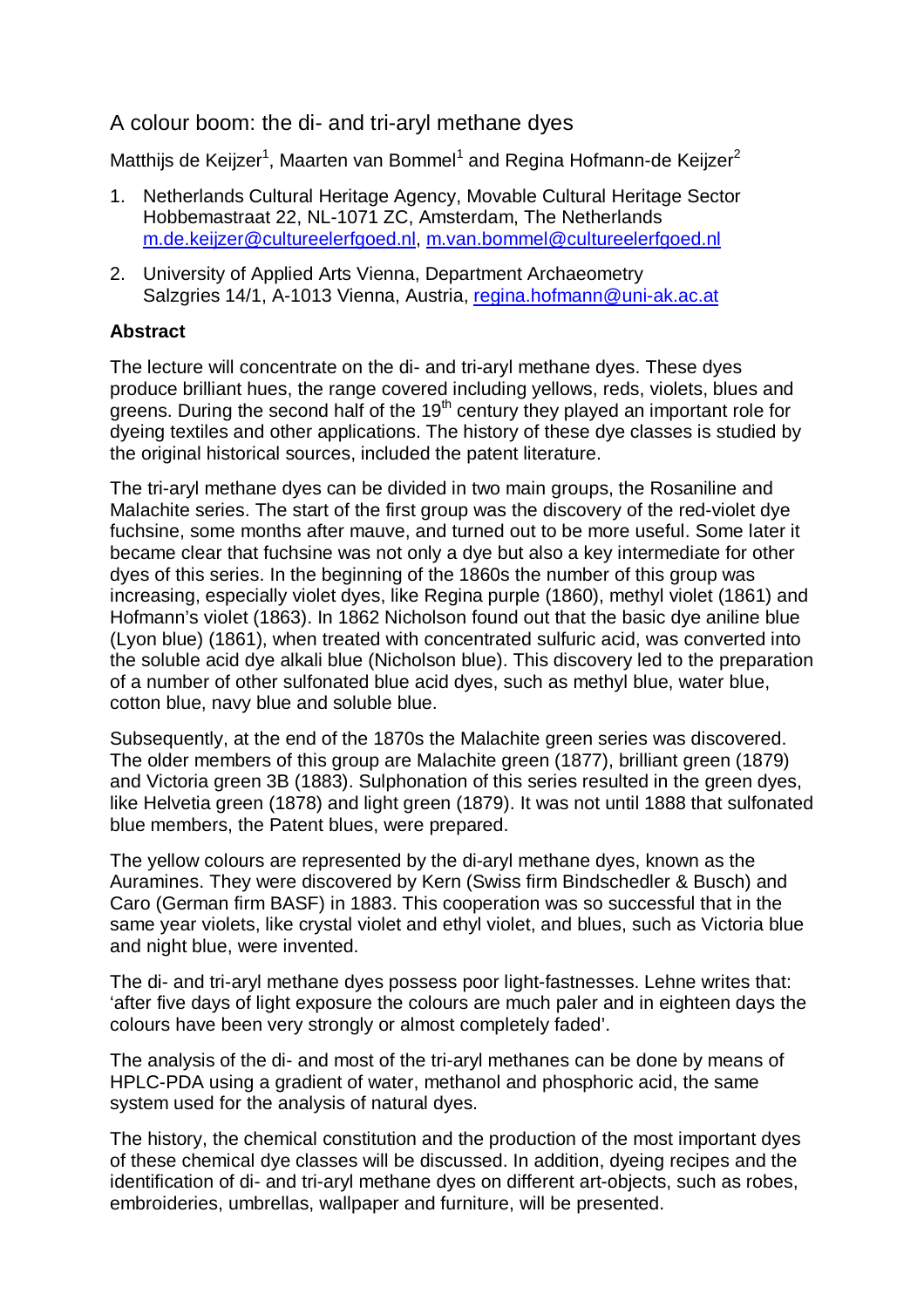# A colour boom: the di- and tri-aryl methane dyes

Matthijs de Keijzer[1], Maarten van Bommel[1] and Regina Hofmann-de Keijzer[2]

1. Netherlands Cultural Heritage Agency, Movable Cultural Heritage Sector Hobbemastraat 22, NL-1071 ZC, Amsterdam, The Netherlands m.de.keijzer@cultureelerfgoed.nl, m.van.bommel@cultureelerfgoed.nl
2. University of Applied Arts Vienna, Department Archaeometry Salzgries 14/1, A-1013 Vienna, Austria, regina.hofmann@uni-ak.ac.at

**Abstract**

The lecture will concentrate on the di- and tri-aryl methane dyes. These dyes produce brilliant hues, the range covered including yellows, reds, violets, blues and greens. During the second half of the 19th century they played an important role for dyeing textiles and other applications. The history of these dye classes is studied by the original historical sources, included the patent literature.

The tri-aryl methane dyes can be divided in two main groups, the Rosaniline and Malachite series. The start of the first group was the discovery of the red-violet dye fuchsine, some months after mauve, and turned out to be more useful. Some later it became clear that fuchsine was not only a dye but also a key intermediate for other dyes of this series. In the beginning of the 1860s the number of this group was increasing, especially violet dyes, like Regina purple (1860), methyl violet (1861) and Hofmann's violet (1863). In 1862 Nicholson found out that the basic dye aniline blue (Lyon blue) (1861), when treated with concentrated sulfuric acid, was converted into the soluble acid dye alkali blue (Nicholson blue). This discovery led to the preparation of a number of other sulfonated blue acid dyes, such as methyl blue, water blue, cotton blue, navy blue and soluble blue.

Subsequently, at the end of the 1870s the Malachite green series was discovered. The older members of this group are Malachite green (1877), brilliant green (1879) and Victoria green 3B (1883). Sulphonation of this series resulted in the green dyes, like Helvetia green (1878) and light green (1879). It was not until 1888 that sulfonated blue members, the Patent blues, were prepared.

The yellow colours are represented by the di-aryl methane dyes, known as the Auramines. They were discovered by Kern (Swiss firm Bindschedler & Busch) and Caro (German firm BASF) in 1883. This cooperation was so successful that in the same year violets, like crystal violet and ethyl violet, and blues, such as Victoria blue and night blue, were invented.

The di- and tri-aryl methane dyes possess poor light-fastnesses. Lehne writes that: 'after five days of light exposure the colours are much paler and in eighteen days the colours have been very strongly or almost completely faded'.

The analysis of the di- and most of the tri-aryl methanes can be done by means of HPLC-PDA using a gradient of water, methanol and phosphoric acid, the same system used for the analysis of natural dyes.

The history, the chemical constitution and the production of the most important dyes of these chemical dye classes will be discussed. In addition, dyeing recipes and the identification of di- and tri-aryl methane dyes on different art-objects, such as robes, embroideries, umbrellas, wallpaper and furniture, will be presented.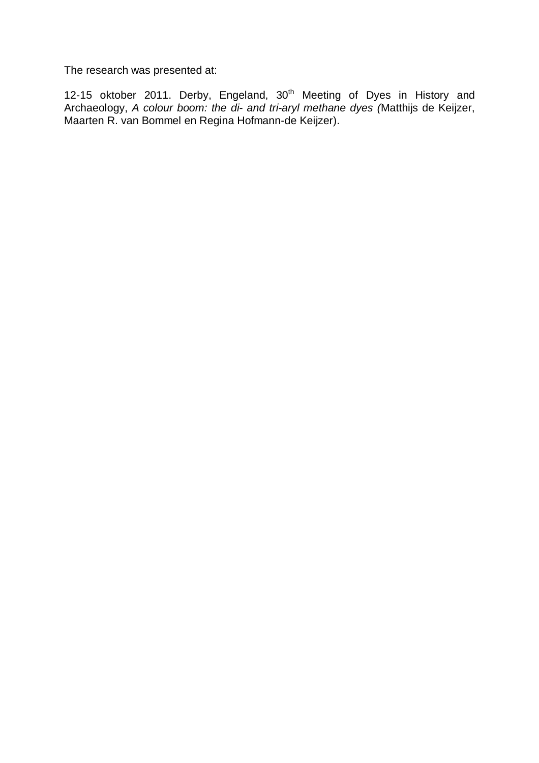The research was presented at:

12-15 oktober 2011. Derby, Engeland, 30th Meeting of Dyes in History and Archaeology, *A colour boom: the di- and tri-aryl methane dyes (*Matthijs de Keijzer, Maarten R. van Bommel en Regina Hofmann-de Keijzer).